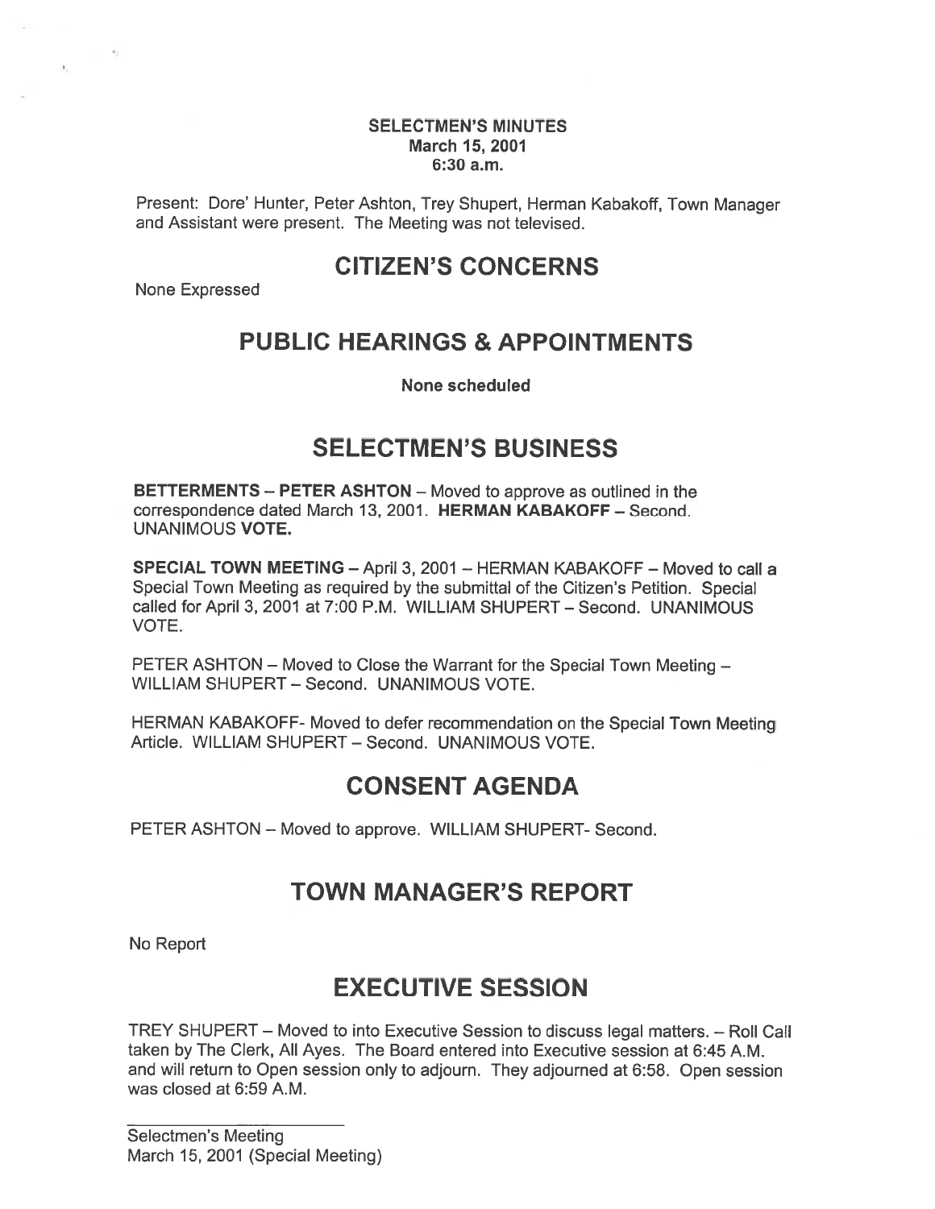**SELECTMEN'S MINUTES**
**March 15, 2001**
**6:30 a.m.**

Present: Dore' Hunter, Peter Ashton, Trey Shupert, Herman Kabakoff, Town Manager and Assistant were present. The Meeting was not televised.

# CITIZEN'S CONCERNS

None Expressed

# PUBLIC HEARINGS & APPOINTMENTS

**None scheduled**

# SELECTMEN'S BUSINESS

**BETTERMENTS – PETER ASHTON** – Moved to approve as outlined in the correspondence dated March 13, 2001. **HERMAN KABAKOFF** – Second. UNANIMOUS **VOTE.**

**SPECIAL TOWN MEETING** – April 3, 2001 – HERMAN KABAKOFF – Moved to call a Special Town Meeting as required by the submittal of the Citizen's Petition. Special called for April 3, 2001 at 7:00 P.M. WILLIAM SHUPERT – Second. UNANIMOUS VOTE.

PETER ASHTON – Moved to Close the Warrant for the Special Town Meeting – WILLIAM SHUPERT – Second. UNANIMOUS VOTE.

HERMAN KABAKOFF- Moved to defer recommendation on the Special Town Meeting Article. WILLIAM SHUPERT – Second. UNANIMOUS VOTE.

# CONSENT AGENDA

PETER ASHTON – Moved to approve. WILLIAM SHUPERT- Second.

# TOWN MANAGER'S REPORT

No Report

# EXECUTIVE SESSION

TREY SHUPERT – Moved to into Executive Session to discuss legal matters. – Roll Call taken by The Clerk, All Ayes. The Board entered into Executive session at 6:45 A.M. and will return to Open session only to adjourn. They adjourned at 6:58. Open session was closed at 6:59 A.M.

---

Selectmen's Meeting
March 15, 2001 (Special Meeting)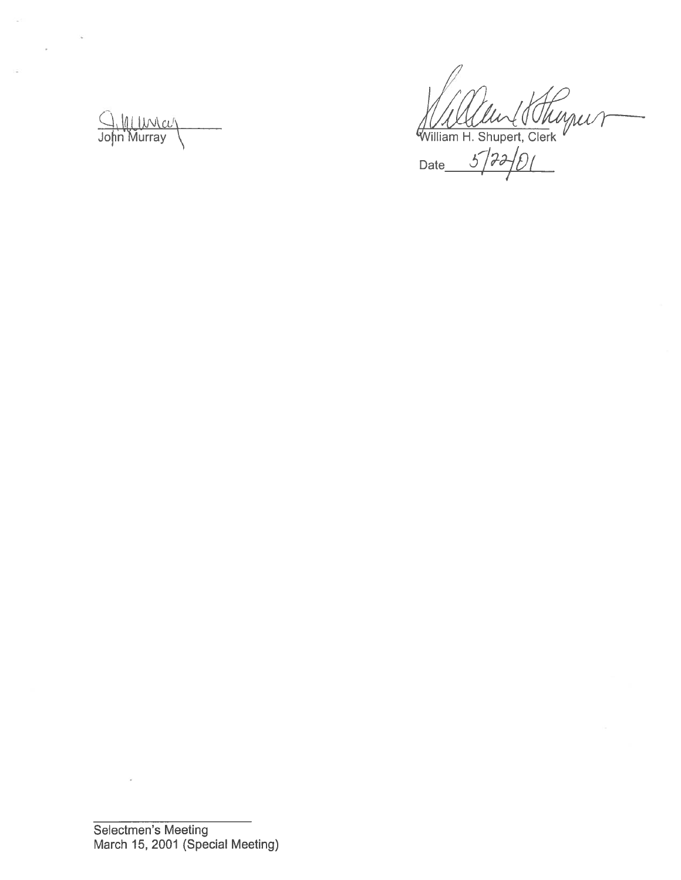John Murray

William H. Shupert, Clerk

Date 5/22/01

Selectmen's Meeting
March 15, 2001 (Special Meeting)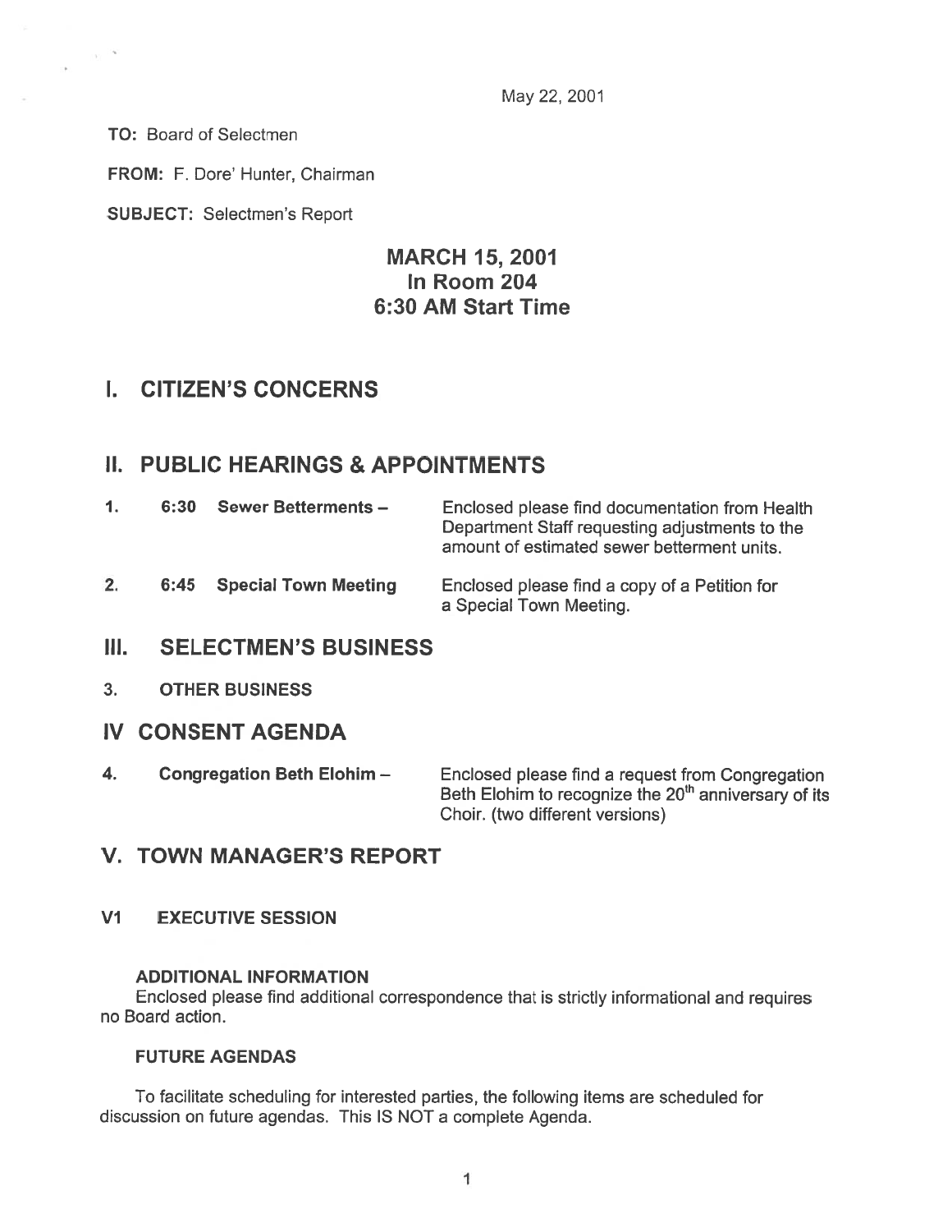May 22, 2001

**TO:** Board of Selectmen

**FROM:** F. Dore' Hunter, Chairman

**SUBJECT:** Selectmen's Report

# MARCH 15, 2001
# In Room 204
# 6:30 AM Start Time

## I. CITIZEN'S CONCERNS

## II. PUBLIC HEARINGS & APPOINTMENTS

| | | | |
|---|---|---|---|
| **1.** | **6:30** | **Sewer Betterments –** | Enclosed please find documentation from Health Department Staff requesting adjustments to the amount of estimated sewer betterment units. |
| **2.** | **6:45** | **Special Town Meeting** | Enclosed please find a copy of a Petition for a Special Town Meeting. |

## III. SELECTMEN'S BUSINESS

3. **OTHER BUSINESS**

## IV CONSENT AGENDA

| | | |
|---|---|---|
| **4.** | **Congregation Beth Elohim –** | Enclosed please find a request from Congregation Beth Elohim to recognize the 20th anniversary of its Choir. (two different versions) |

## V. TOWN MANAGER'S REPORT

### V1 EXECUTIVE SESSION

#### ADDITIONAL INFORMATION

Enclosed please find additional correspondence that is strictly informational and requires no Board action.

#### FUTURE AGENDAS

To facilitate scheduling for interested parties, the following items are scheduled for discussion on future agendas. This IS NOT a complete Agenda.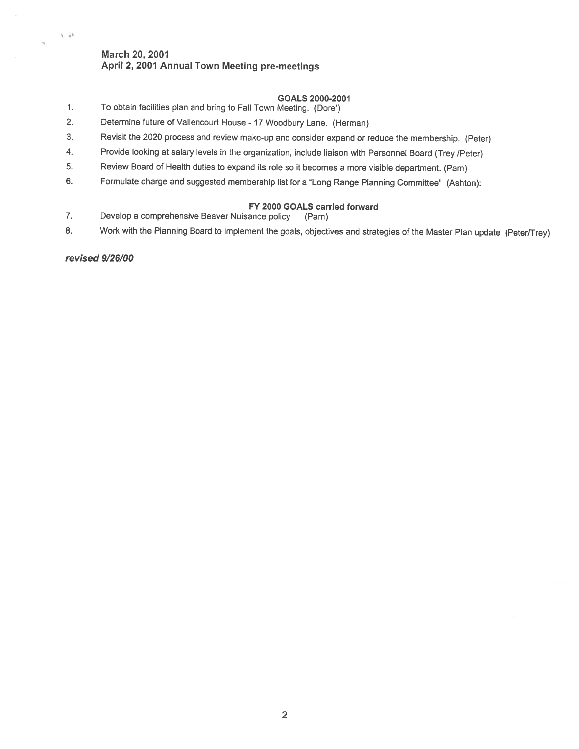March 20, 2001
April 2, 2001 Annual Town Meeting pre-meetings

**GOALS 2000-2001**

1. To obtain facilities plan and bring to Fall Town Meeting. (Dore')
2. Determine future of Vallencourt House - 17 Woodbury Lane. (Herman)
3. Revisit the 2020 process and review make-up and consider expand or reduce the membership. (Peter)
4. Provide looking at salary levels in the organization, include liaison with Personnel Board (Trey /Peter)
5. Review Board of Health duties to expand its role so it becomes a more visible department. (Pam)
6. Formulate charge and suggested membership list for a "Long Range Planning Committee" (Ashton):

**FY 2000 GOALS carried forward**

7. Develop a comprehensive Beaver Nuisance policy (Pam)
8. Work with the Planning Board to implement the goals, objectives and strategies of the Master Plan update (Peter/Trey)

***revised 9/26/00***